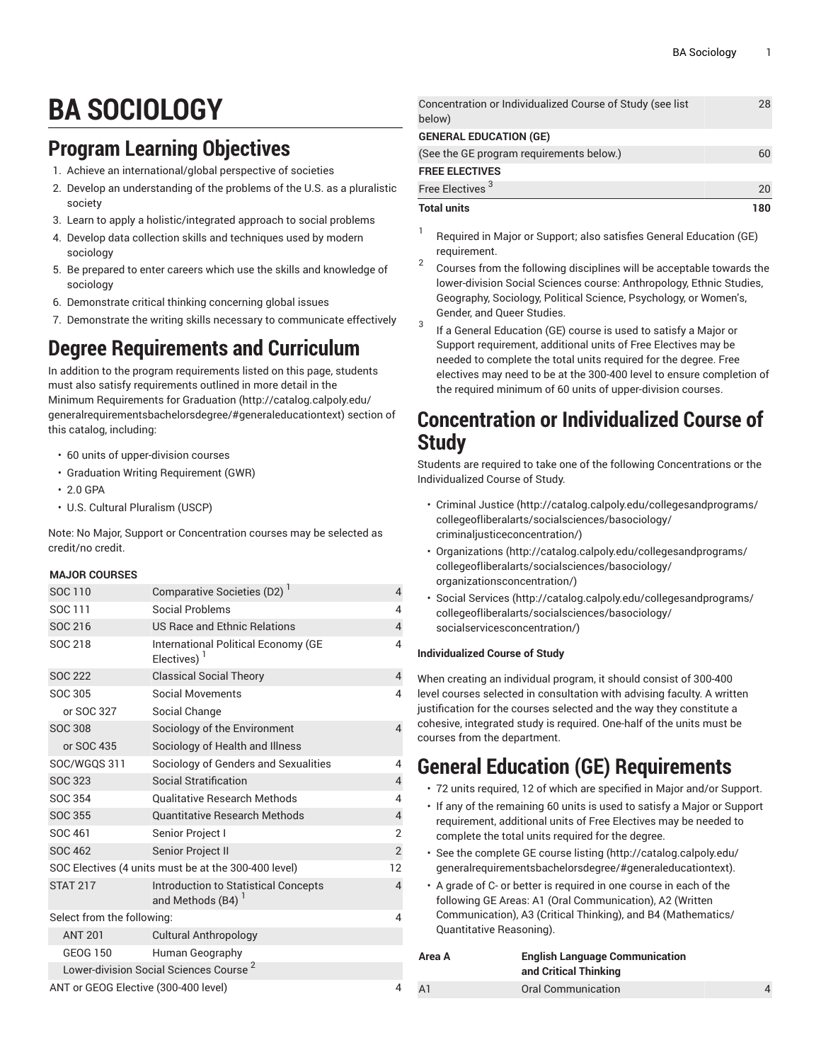# BA SOCIOLOGY

## Program Learning Objectives

1. Achieve an international/global perspective of societies
2. Develop an understanding of the problems of the U.S. as a pluralistic society
3. Learn to apply a holistic/integrated approach to social problems
4. Develop data collection skills and techniques used by modern sociology
5. Be prepared to enter careers which use the skills and knowledge of sociology
6. Demonstrate critical thinking concerning global issues
7. Demonstrate the writing skills necessary to communicate effectively

## Degree Requirements and Curriculum

In addition to the program requirements listed on this page, students must also satisfy requirements outlined in more detail in the Minimum Requirements for Graduation (http://catalog.calpoly.edu/generalrequirementsbachelorsdegree/#generaleducationtext) section of this catalog, including:

- 60 units of upper-division courses
- Graduation Writing Requirement (GWR)
- 2.0 GPA
- U.S. Cultural Pluralism (USCP)

Note: No Major, Support or Concentration courses may be selected as credit/no credit.

| **MAJOR COURSES** | | |
|---|---|---|
| SOC 110 | Comparative Societies (D2) [1] | 4 |
| SOC 111 | Social Problems | 4 |
| SOC 216 | US Race and Ethnic Relations | 4 |
| SOC 218 | International Political Economy (GE Electives) [1] | 4 |
| SOC 222 | Classical Social Theory | 4 |
| SOC 305 | Social Movements | 4 |
| or SOC 327 | Social Change | |
| SOC 308 | Sociology of the Environment | 4 |
| or SOC 435 | Sociology of Health and Illness | |
| SOC/WGQS 311 | Sociology of Genders and Sexualities | 4 |
| SOC 323 | Social Stratification | 4 |
| SOC 354 | Qualitative Research Methods | 4 |
| SOC 355 | Quantitative Research Methods | 4 |
| SOC 461 | Senior Project I | 2 |
| SOC 462 | Senior Project II | 2 |
| SOC Electives (4 units must be at the 300-400 level) | | 12 |
| STAT 217 | Introduction to Statistical Concepts and Methods (B4) [1] | 4 |
| Select from the following: | | 4 |
| ANT 201 | Cultural Anthropology | |
| GEOG 150 | Human Geography | |
| Lower-division Social Sciences Course [2] | | |
| ANT or GEOG Elective (300-400 level) | | 4 |
| Concentration or Individualized Course of Study (see list below) | | 28 |
| **GENERAL EDUCATION (GE)** | | |
| (See the GE program requirements below.) | | 60 |
| **FREE ELECTIVES** | | |
| Free Electives [3] | | 20 |
| **Total units** | | **180** |

[1] Required in Major or Support; also satisfies General Education (GE) requirement.

[2] Courses from the following disciplines will be acceptable towards the lower-division Social Sciences course: Anthropology, Ethnic Studies, Geography, Sociology, Political Science, Psychology, or Women's, Gender, and Queer Studies.

[3] If a General Education (GE) course is used to satisfy a Major or Support requirement, additional units of Free Electives may be needed to complete the total units required for the degree. Free electives may need to be at the 300-400 level to ensure completion of the required minimum of 60 units of upper-division courses.

## Concentration or Individualized Course of Study

Students are required to take one of the following Concentrations or the Individualized Course of Study.

- Criminal Justice (http://catalog.calpoly.edu/collegesandprograms/collegeofliberalarts/socialsciences/basociology/criminaljusticeconcentration/)
- Organizations (http://catalog.calpoly.edu/collegesandprograms/collegeofliberalarts/socialsciences/basociology/organizationsconcentration/)
- Social Services (http://catalog.calpoly.edu/collegesandprograms/collegeofliberalarts/socialsciences/basociology/socialservicesconcentration/)

**Individualized Course of Study**

When creating an individual program, it should consist of 300-400 level courses selected in consultation with advising faculty. A written justification for the courses selected and the way they constitute a cohesive, integrated study is required. One-half of the units must be courses from the department.

## General Education (GE) Requirements

- 72 units required, 12 of which are specified in Major and/or Support.
- If any of the remaining 60 units is used to satisfy a Major or Support requirement, additional units of Free Electives may be needed to complete the total units required for the degree.
- See the complete GE course listing (http://catalog.calpoly.edu/generalrequirementsbachelorsdegree/#generaleducationtext).
- A grade of C- or better is required in one course in each of the following GE Areas: A1 (Oral Communication), A2 (Written Communication), A3 (Critical Thinking), and B4 (Mathematics/Quantitative Reasoning).

| **Area A** | **English Language Communication and Critical Thinking** | |
|---|---|---|
| A1 | Oral Communication | 4 |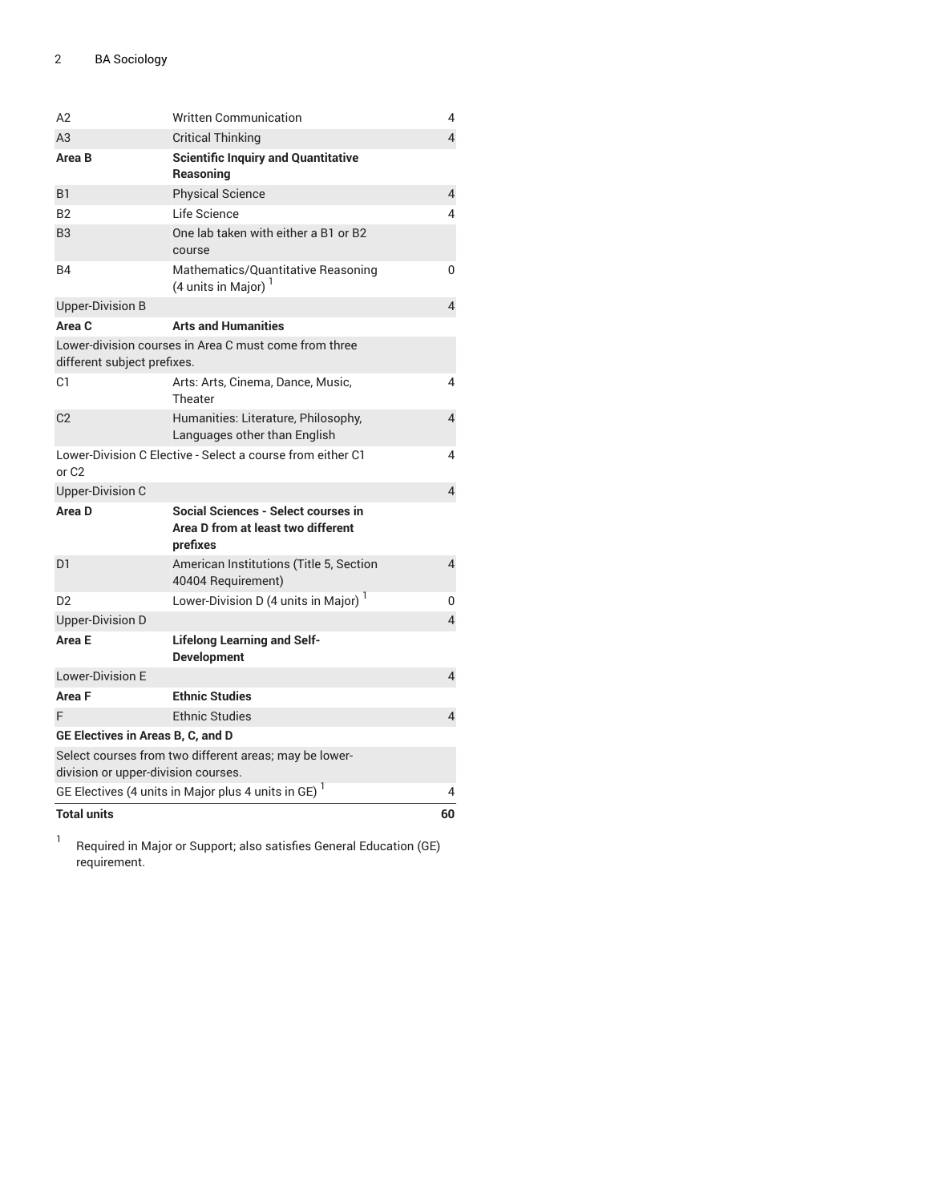| | | |
|---|---|---|
| A2 | Written Communication | 4 |
| A3 | Critical Thinking | 4 |
| **Area B** | **Scientific Inquiry and Quantitative Reasoning** | |
| B1 | Physical Science | 4 |
| B2 | Life Science | 4 |
| B3 | One lab taken with either a B1 or B2 course | |
| B4 | Mathematics/Quantitative Reasoning (4 units in Major) [1] | 0 |
| Upper-Division B | | 4 |
| **Area C** | **Arts and Humanities** | |
| Lower-division courses in Area C must come from three different subject prefixes. | | |
| C1 | Arts: Arts, Cinema, Dance, Music, Theater | 4 |
| C2 | Humanities: Literature, Philosophy, Languages other than English | 4 |
| Lower-Division C Elective - Select a course from either C1 or C2 | | 4 |
| Upper-Division C | | 4 |
| **Area D** | **Social Sciences - Select courses in Area D from at least two different prefixes** | |
| D1 | American Institutions (Title 5, Section 40404 Requirement) | 4 |
| D2 | Lower-Division D (4 units in Major) [1] | 0 |
| Upper-Division D | | 4 |
| **Area E** | **Lifelong Learning and Self-Development** | |
| Lower-Division E | | 4 |
| **Area F** | **Ethnic Studies** | |
| F | Ethnic Studies | 4 |
| **GE Electives in Areas B, C, and D** | | |
| Select courses from two different areas; may be lower-division or upper-division courses. | | |
| GE Electives (4 units in Major plus 4 units in GE) [1] | | 4 |
| **Total units** | | **60** |

[1] Required in Major or Support; also satisfies General Education (GE) requirement.